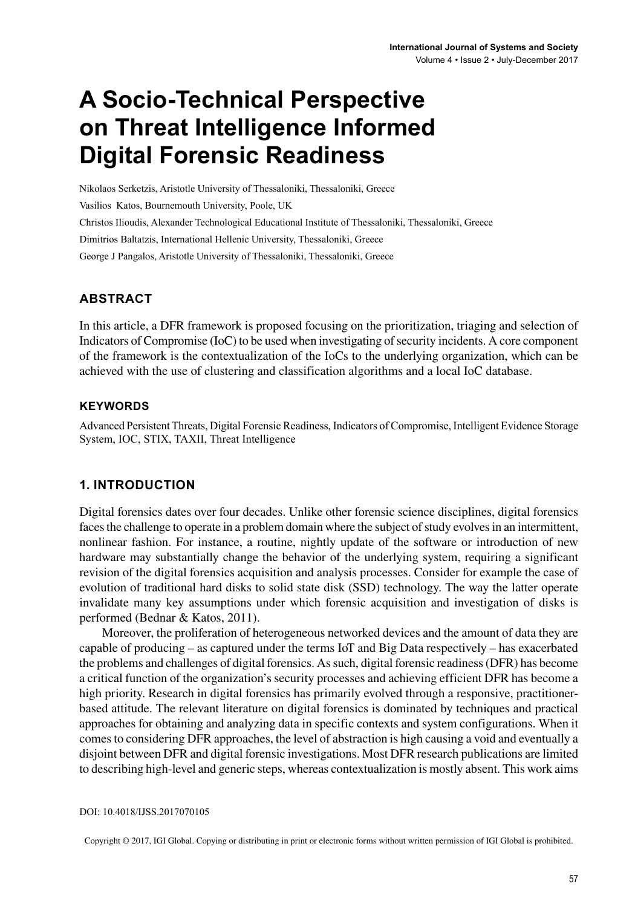# A Socio-Technical Perspective on Threat Intelligence Informed Digital Forensic Readiness

Nikolaos Serketzis, Aristotle University of Thessaloniki, Thessaloniki, Greece

Vasilios Katos, Bournemouth University, Poole, UK

Christos Ilioudis, Alexander Technological Educational Institute of Thessaloniki, Thessaloniki, Greece

Dimitrios Baltatzis, International Hellenic University, Thessaloniki, Greece

George J Pangalos, Aristotle University of Thessaloniki, Thessaloniki, Greece

## ABSTRACT

In this article, a DFR framework is proposed focusing on the prioritization, triaging and selection of Indicators of Compromise (IoC) to be used when investigating of security incidents. A core component of the framework is the contextualization of the IoCs to the underlying organization, which can be achieved with the use of clustering and classification algorithms and a local IoC database.

### KEYWORDS

Advanced Persistent Threats, Digital Forensic Readiness, Indicators of Compromise, Intelligent Evidence Storage System, IOC, STIX, TAXII, Threat Intelligence

## 1. INTRODUCTION

Digital forensics dates over four decades. Unlike other forensic science disciplines, digital forensics faces the challenge to operate in a problem domain where the subject of study evolves in an intermittent, nonlinear fashion. For instance, a routine, nightly update of the software or introduction of new hardware may substantially change the behavior of the underlying system, requiring a significant revision of the digital forensics acquisition and analysis processes. Consider for example the case of evolution of traditional hard disks to solid state disk (SSD) technology. The way the latter operate invalidate many key assumptions under which forensic acquisition and investigation of disks is performed (Bednar & Katos, 2011).

Moreover, the proliferation of heterogeneous networked devices and the amount of data they are capable of producing – as captured under the terms IoT and Big Data respectively – has exacerbated the problems and challenges of digital forensics. As such, digital forensic readiness (DFR) has become a critical function of the organization's security processes and achieving efficient DFR has become a high priority. Research in digital forensics has primarily evolved through a responsive, practitioner-based attitude. The relevant literature on digital forensics is dominated by techniques and practical approaches for obtaining and analyzing data in specific contexts and system configurations. When it comes to considering DFR approaches, the level of abstraction is high causing a void and eventually a disjoint between DFR and digital forensic investigations. Most DFR research publications are limited to describing high-level and generic steps, whereas contextualization is mostly absent. This work aims

DOI: 10.4018/IJSS.2017070105

Copyright © 2017, IGI Global. Copying or distributing in print or electronic forms without written permission of IGI Global is prohibited.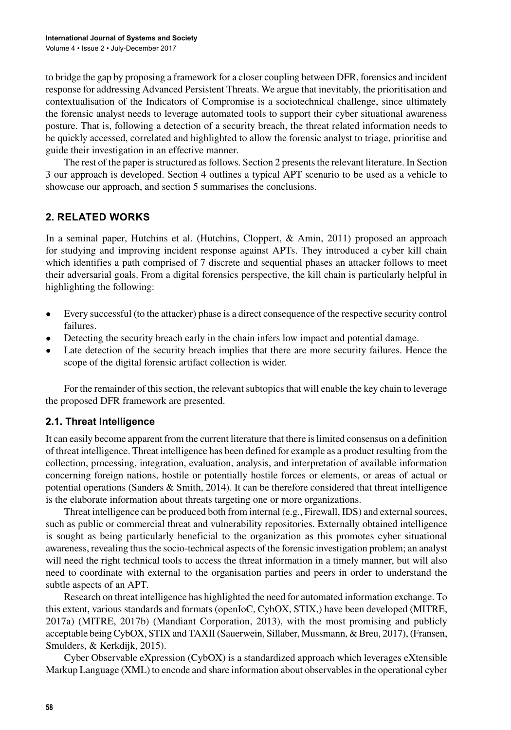to bridge the gap by proposing a framework for a closer coupling between DFR, forensics and incident response for addressing Advanced Persistent Threats. We argue that inevitably, the prioritisation and contextualisation of the Indicators of Compromise is a sociotechnical challenge, since ultimately the forensic analyst needs to leverage automated tools to support their cyber situational awareness posture. That is, following a detection of a security breach, the threat related information needs to be quickly accessed, correlated and highlighted to allow the forensic analyst to triage, prioritise and guide their investigation in an effective manner.

The rest of the paper is structured as follows. Section 2 presents the relevant literature. In Section 3 our approach is developed. Section 4 outlines a typical APT scenario to be used as a vehicle to showcase our approach, and section 5 summarises the conclusions.

## 2. RELATED WORKS

In a seminal paper, Hutchins et al. (Hutchins, Cloppert, & Amin, 2011) proposed an approach for studying and improving incident response against APTs. They introduced a cyber kill chain which identifies a path comprised of 7 discrete and sequential phases an attacker follows to meet their adversarial goals. From a digital forensics perspective, the kill chain is particularly helpful in highlighting the following:

- Every successful (to the attacker) phase is a direct consequence of the respective security control failures.
- Detecting the security breach early in the chain infers low impact and potential damage.
- Late detection of the security breach implies that there are more security failures. Hence the scope of the digital forensic artifact collection is wider.

For the remainder of this section, the relevant subtopics that will enable the key chain to leverage the proposed DFR framework are presented.

### 2.1. Threat Intelligence

It can easily become apparent from the current literature that there is limited consensus on a definition of threat intelligence. Threat intelligence has been defined for example as a product resulting from the collection, processing, integration, evaluation, analysis, and interpretation of available information concerning foreign nations, hostile or potentially hostile forces or elements, or areas of actual or potential operations (Sanders & Smith, 2014). It can be therefore considered that threat intelligence is the elaborate information about threats targeting one or more organizations.

Threat intelligence can be produced both from internal (e.g., Firewall, IDS) and external sources, such as public or commercial threat and vulnerability repositories. Externally obtained intelligence is sought as being particularly beneficial to the organization as this promotes cyber situational awareness, revealing thus the socio-technical aspects of the forensic investigation problem; an analyst will need the right technical tools to access the threat information in a timely manner, but will also need to coordinate with external to the organisation parties and peers in order to understand the subtle aspects of an APT.

Research on threat intelligence has highlighted the need for automated information exchange. To this extent, various standards and formats (openIoC, CybOX, STIX,) have been developed (MITRE, 2017a) (MITRE, 2017b) (Mandiant Corporation, 2013), with the most promising and publicly acceptable being CybOX, STIX and TAXII (Sauerwein, Sillaber, Mussmann, & Breu, 2017), (Fransen, Smulders, & Kerkdijk, 2015).

Cyber Observable eXpression (CybOX) is a standardized approach which leverages eXtensible Markup Language (XML) to encode and share information about observables in the operational cyber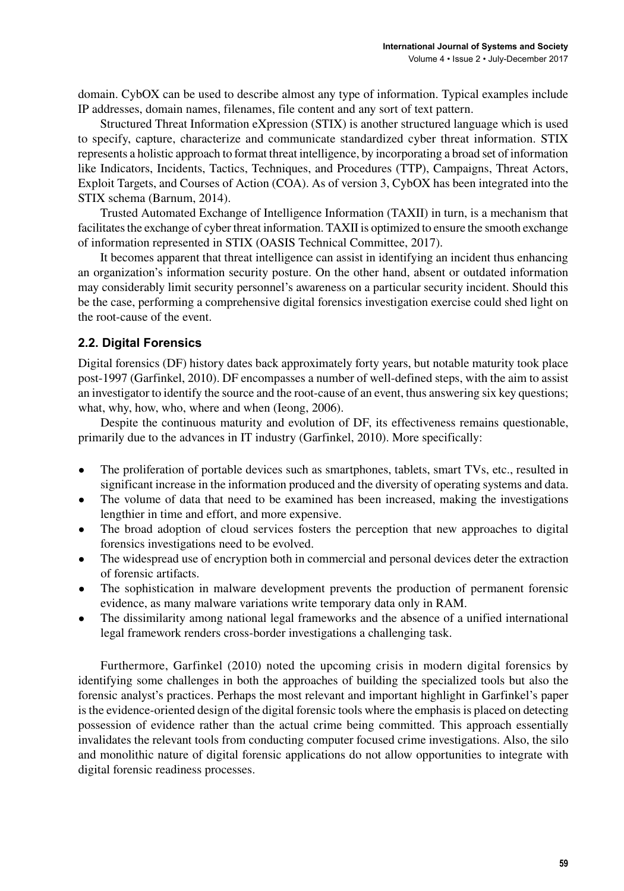domain. CybOX can be used to describe almost any type of information. Typical examples include IP addresses, domain names, filenames, file content and any sort of text pattern.

Structured Threat Information eXpression (STIX) is another structured language which is used to specify, capture, characterize and communicate standardized cyber threat information. STIX represents a holistic approach to format threat intelligence, by incorporating a broad set of information like Indicators, Incidents, Tactics, Techniques, and Procedures (TTP), Campaigns, Threat Actors, Exploit Targets, and Courses of Action (COA). As of version 3, CybOX has been integrated into the STIX schema (Barnum, 2014).

Trusted Automated Exchange of Intelligence Information (TAXII) in turn, is a mechanism that facilitates the exchange of cyber threat information. TAXII is optimized to ensure the smooth exchange of information represented in STIX (OASIS Technical Committee, 2017).

It becomes apparent that threat intelligence can assist in identifying an incident thus enhancing an organization's information security posture. On the other hand, absent or outdated information may considerably limit security personnel's awareness on a particular security incident. Should this be the case, performing a comprehensive digital forensics investigation exercise could shed light on the root-cause of the event.

## 2.2. Digital Forensics

Digital forensics (DF) history dates back approximately forty years, but notable maturity took place post-1997 (Garfinkel, 2010). DF encompasses a number of well-defined steps, with the aim to assist an investigator to identify the source and the root-cause of an event, thus answering six key questions; what, why, how, who, where and when (Ieong, 2006).

Despite the continuous maturity and evolution of DF, its effectiveness remains questionable, primarily due to the advances in IT industry (Garfinkel, 2010). More specifically:

- The proliferation of portable devices such as smartphones, tablets, smart TVs, etc., resulted in significant increase in the information produced and the diversity of operating systems and data.
- The volume of data that need to be examined has been increased, making the investigations lengthier in time and effort, and more expensive.
- The broad adoption of cloud services fosters the perception that new approaches to digital forensics investigations need to be evolved.
- The widespread use of encryption both in commercial and personal devices deter the extraction of forensic artifacts.
- The sophistication in malware development prevents the production of permanent forensic evidence, as many malware variations write temporary data only in RAM.
- The dissimilarity among national legal frameworks and the absence of a unified international legal framework renders cross-border investigations a challenging task.

Furthermore, Garfinkel (2010) noted the upcoming crisis in modern digital forensics by identifying some challenges in both the approaches of building the specialized tools but also the forensic analyst's practices. Perhaps the most relevant and important highlight in Garfinkel's paper is the evidence-oriented design of the digital forensic tools where the emphasis is placed on detecting possession of evidence rather than the actual crime being committed. This approach essentially invalidates the relevant tools from conducting computer focused crime investigations. Also, the silo and monolithic nature of digital forensic applications do not allow opportunities to integrate with digital forensic readiness processes.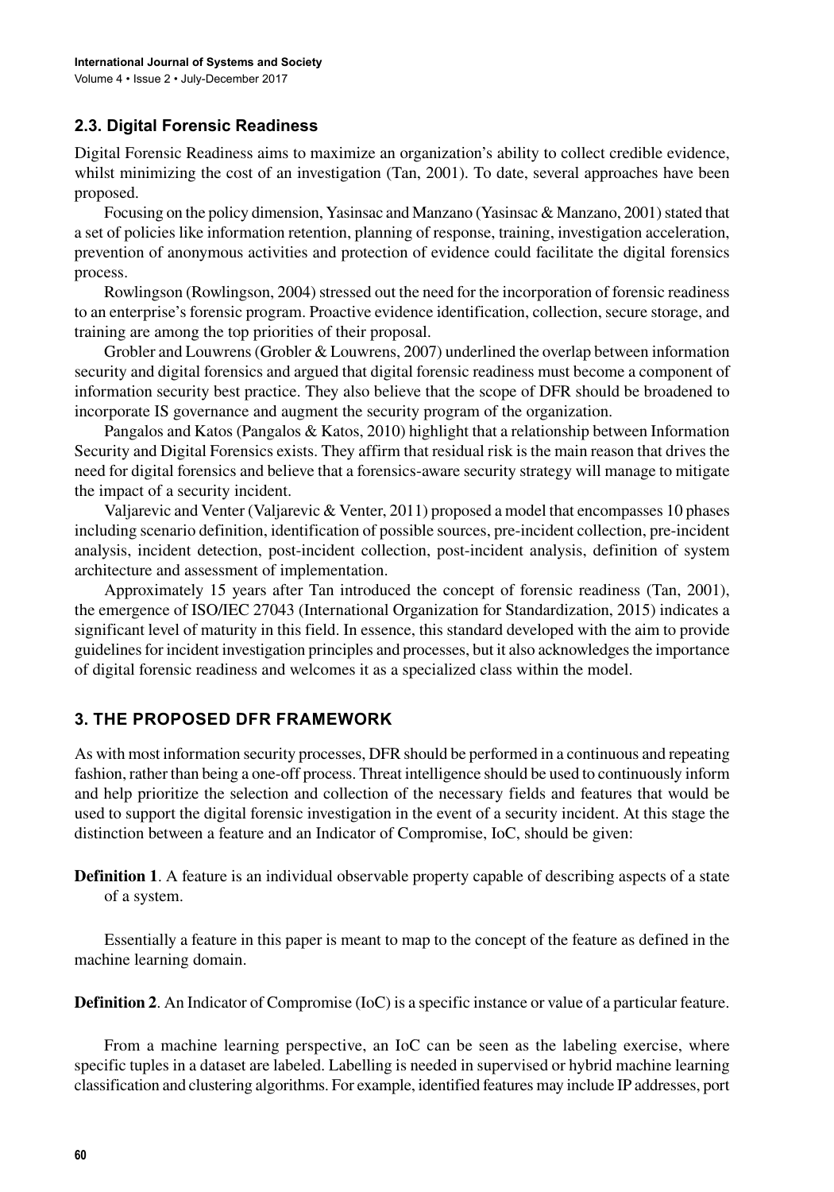### 2.3. Digital Forensic Readiness

Digital Forensic Readiness aims to maximize an organization's ability to collect credible evidence, whilst minimizing the cost of an investigation (Tan, 2001). To date, several approaches have been proposed.

Focusing on the policy dimension, Yasinsac and Manzano (Yasinsac & Manzano, 2001) stated that a set of policies like information retention, planning of response, training, investigation acceleration, prevention of anonymous activities and protection of evidence could facilitate the digital forensics process.

Rowlingson (Rowlingson, 2004) stressed out the need for the incorporation of forensic readiness to an enterprise's forensic program. Proactive evidence identification, collection, secure storage, and training are among the top priorities of their proposal.

Grobler and Louwrens (Grobler & Louwrens, 2007) underlined the overlap between information security and digital forensics and argued that digital forensic readiness must become a component of information security best practice. They also believe that the scope of DFR should be broadened to incorporate IS governance and augment the security program of the organization.

Pangalos and Katos (Pangalos & Katos, 2010) highlight that a relationship between Information Security and Digital Forensics exists. They affirm that residual risk is the main reason that drives the need for digital forensics and believe that a forensics-aware security strategy will manage to mitigate the impact of a security incident.

Valjarevic and Venter (Valjarevic & Venter, 2011) proposed a model that encompasses 10 phases including scenario definition, identification of possible sources, pre-incident collection, pre-incident analysis, incident detection, post-incident collection, post-incident analysis, definition of system architecture and assessment of implementation.

Approximately 15 years after Tan introduced the concept of forensic readiness (Tan, 2001), the emergence of ISO/IEC 27043 (International Organization for Standardization, 2015) indicates a significant level of maturity in this field. In essence, this standard developed with the aim to provide guidelines for incident investigation principles and processes, but it also acknowledges the importance of digital forensic readiness and welcomes it as a specialized class within the model.

## 3. THE PROPOSED DFR FRAMEWORK

As with most information security processes, DFR should be performed in a continuous and repeating fashion, rather than being a one-off process. Threat intelligence should be used to continuously inform and help prioritize the selection and collection of the necessary fields and features that would be used to support the digital forensic investigation in the event of a security incident. At this stage the distinction between a feature and an Indicator of Compromise, IoC, should be given:

**Definition 1**. A feature is an individual observable property capable of describing aspects of a state of a system.

Essentially a feature in this paper is meant to map to the concept of the feature as defined in the machine learning domain.

**Definition 2**. An Indicator of Compromise (IoC) is a specific instance or value of a particular feature.

From a machine learning perspective, an IoC can be seen as the labeling exercise, where specific tuples in a dataset are labeled. Labelling is needed in supervised or hybrid machine learning classification and clustering algorithms. For example, identified features may include IP addresses, port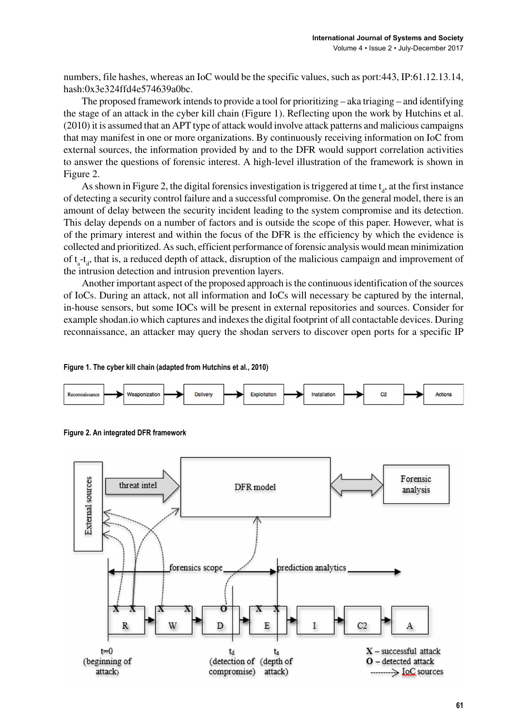numbers, file hashes, whereas an IoC would be the specific values, such as port:443, IP:61.12.13.14, hash:0x3e324ffd4e574639a0bc.

The proposed framework intends to provide a tool for prioritizing – aka triaging – and identifying the stage of an attack in the cyber kill chain (Figure 1). Reflecting upon the work by Hutchins et al. (2010) it is assumed that an APT type of attack would involve attack patterns and malicious campaigns that may manifest in one or more organizations. By continuously receiving information on IoC from external sources, the information provided by and to the DFR would support correlation activities to answer the questions of forensic interest. A high-level illustration of the framework is shown in Figure 2.

As shown in Figure 2, the digital forensics investigation is triggered at time $t_d$, at the first instance of detecting a security control failure and a successful compromise. On the general model, there is an amount of delay between the security incident leading to the system compromise and its detection. This delay depends on a number of factors and is outside the scope of this paper. However, what is of the primary interest and within the focus of the DFR is the efficiency by which the evidence is collected and prioritized. As such, efficient performance of forensic analysis would mean minimization of $t_a$-$t_d$, that is, a reduced depth of attack, disruption of the malicious campaign and improvement of the intrusion detection and intrusion prevention layers.

Another important aspect of the proposed approach is the continuous identification of the sources of IoCs. During an attack, not all information and IoCs will necessary be captured by the internal, in-house sensors, but some IOCs will be present in external repositories and sources. Consider for example shodan.io which captures and indexes the digital footprint of all contactable devices. During reconnaissance, an attacker may query the shodan servers to discover open ports for a specific IP

**Figure 1. The cyber kill chain (adapted from Hutchins et al., 2010)**

**Figure 2. An integrated DFR framework**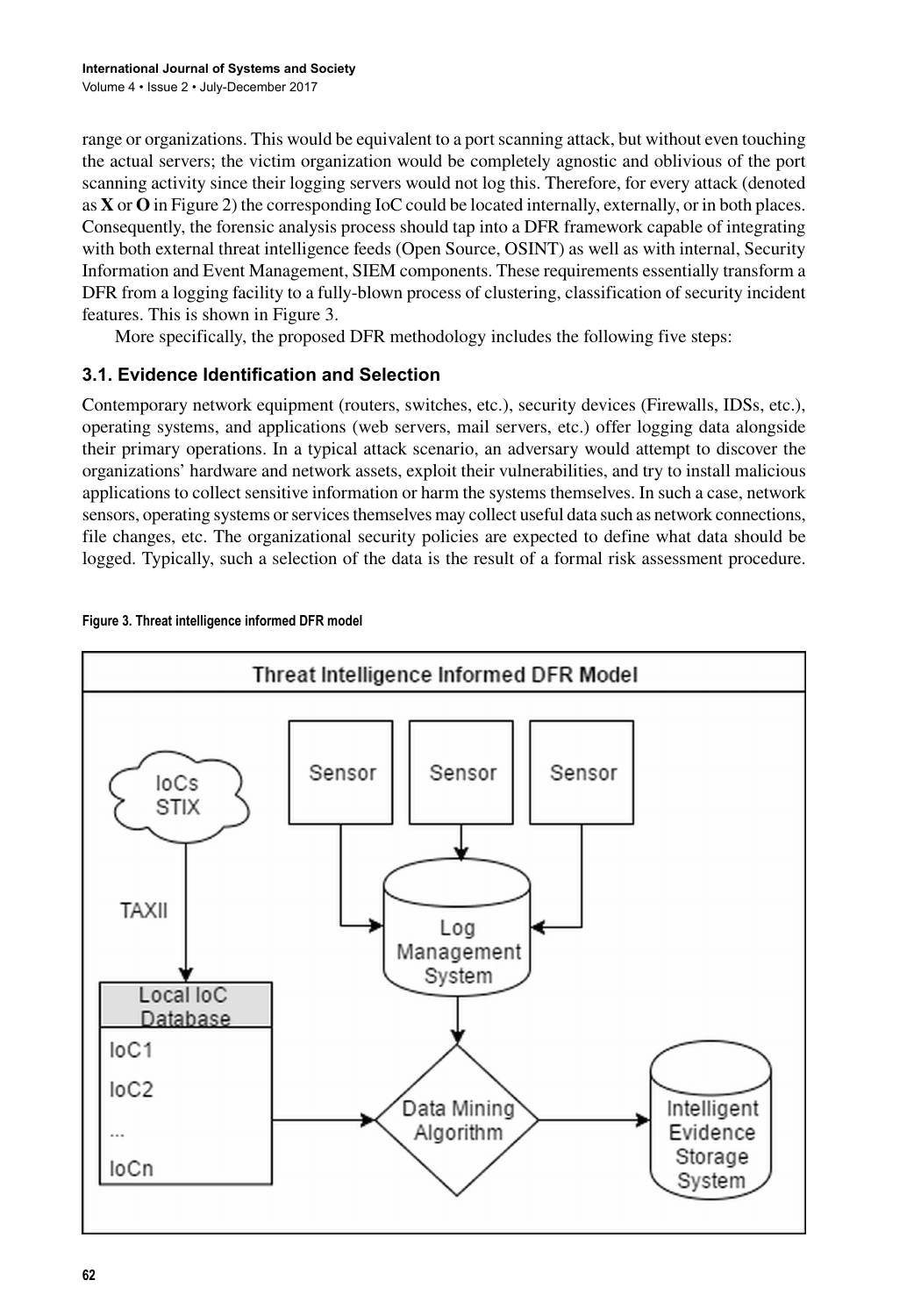range or organizations. This would be equivalent to a port scanning attack, but without even touching the actual servers; the victim organization would be completely agnostic and oblivious of the port scanning activity since their logging servers would not log this. Therefore, for every attack (denoted as **X** or **O** in Figure 2) the corresponding IoC could be located internally, externally, or in both places. Consequently, the forensic analysis process should tap into a DFR framework capable of integrating with both external threat intelligence feeds (Open Source, OSINT) as well as with internal, Security Information and Event Management, SIEM components. These requirements essentially transform a DFR from a logging facility to a fully-blown process of clustering, classification of security incident features. This is shown in Figure 3.

More specifically, the proposed DFR methodology includes the following five steps:

## 3.1. Evidence Identification and Selection

Contemporary network equipment (routers, switches, etc.), security devices (Firewalls, IDSs, etc.), operating systems, and applications (web servers, mail servers, etc.) offer logging data alongside their primary operations. In a typical attack scenario, an adversary would attempt to discover the organizations' hardware and network assets, exploit their vulnerabilities, and try to install malicious applications to collect sensitive information or harm the systems themselves. In such a case, network sensors, operating systems or services themselves may collect useful data such as network connections, file changes, etc. The organizational security policies are expected to define what data should be logged. Typically, such a selection of the data is the result of a formal risk assessment procedure.

**Figure 3. Threat intelligence informed DFR model**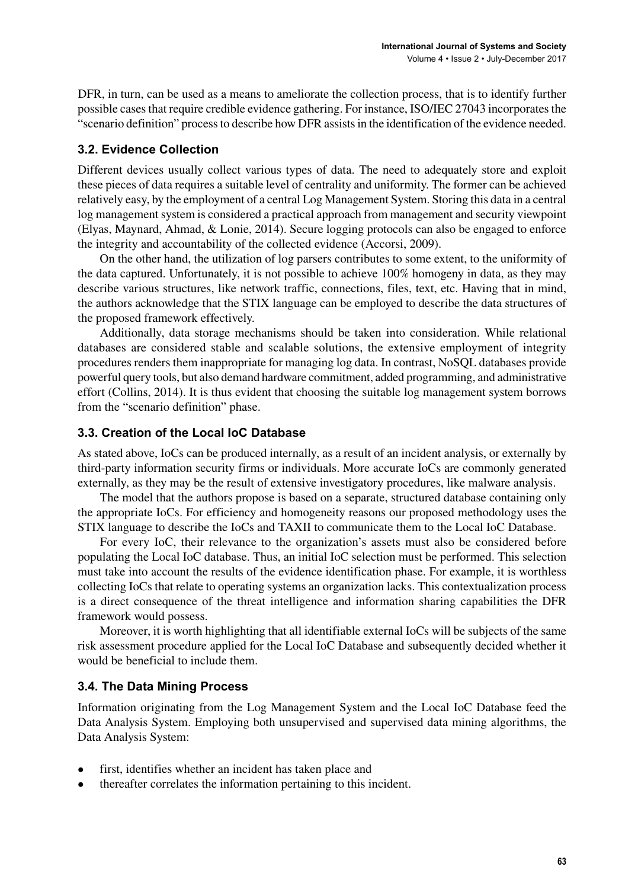DFR, in turn, can be used as a means to ameliorate the collection process, that is to identify further possible cases that require credible evidence gathering. For instance, ISO/IEC 27043 incorporates the "scenario definition" process to describe how DFR assists in the identification of the evidence needed.

### 3.2. Evidence Collection

Different devices usually collect various types of data. The need to adequately store and exploit these pieces of data requires a suitable level of centrality and uniformity. The former can be achieved relatively easy, by the employment of a central Log Management System. Storing this data in a central log management system is considered a practical approach from management and security viewpoint (Elyas, Maynard, Ahmad, & Lonie, 2014). Secure logging protocols can also be engaged to enforce the integrity and accountability of the collected evidence (Accorsi, 2009).

On the other hand, the utilization of log parsers contributes to some extent, to the uniformity of the data captured. Unfortunately, it is not possible to achieve 100% homogeny in data, as they may describe various structures, like network traffic, connections, files, text, etc. Having that in mind, the authors acknowledge that the STIX language can be employed to describe the data structures of the proposed framework effectively.

Additionally, data storage mechanisms should be taken into consideration. While relational databases are considered stable and scalable solutions, the extensive employment of integrity procedures renders them inappropriate for managing log data. In contrast, NoSQL databases provide powerful query tools, but also demand hardware commitment, added programming, and administrative effort (Collins, 2014). It is thus evident that choosing the suitable log management system borrows from the "scenario definition" phase.

### 3.3. Creation of the Local IoC Database

As stated above, IoCs can be produced internally, as a result of an incident analysis, or externally by third-party information security firms or individuals. More accurate IoCs are commonly generated externally, as they may be the result of extensive investigatory procedures, like malware analysis.

The model that the authors propose is based on a separate, structured database containing only the appropriate IoCs. For efficiency and homogeneity reasons our proposed methodology uses the STIX language to describe the IoCs and TAXII to communicate them to the Local IoC Database.

For every IoC, their relevance to the organization's assets must also be considered before populating the Local IoC database. Thus, an initial IoC selection must be performed. This selection must take into account the results of the evidence identification phase. For example, it is worthless collecting IoCs that relate to operating systems an organization lacks. This contextualization process is a direct consequence of the threat intelligence and information sharing capabilities the DFR framework would possess.

Moreover, it is worth highlighting that all identifiable external IoCs will be subjects of the same risk assessment procedure applied for the Local IoC Database and subsequently decided whether it would be beneficial to include them.

### 3.4. The Data Mining Process

Information originating from the Log Management System and the Local IoC Database feed the Data Analysis System. Employing both unsupervised and supervised data mining algorithms, the Data Analysis System:

- first, identifies whether an incident has taken place and
- thereafter correlates the information pertaining to this incident.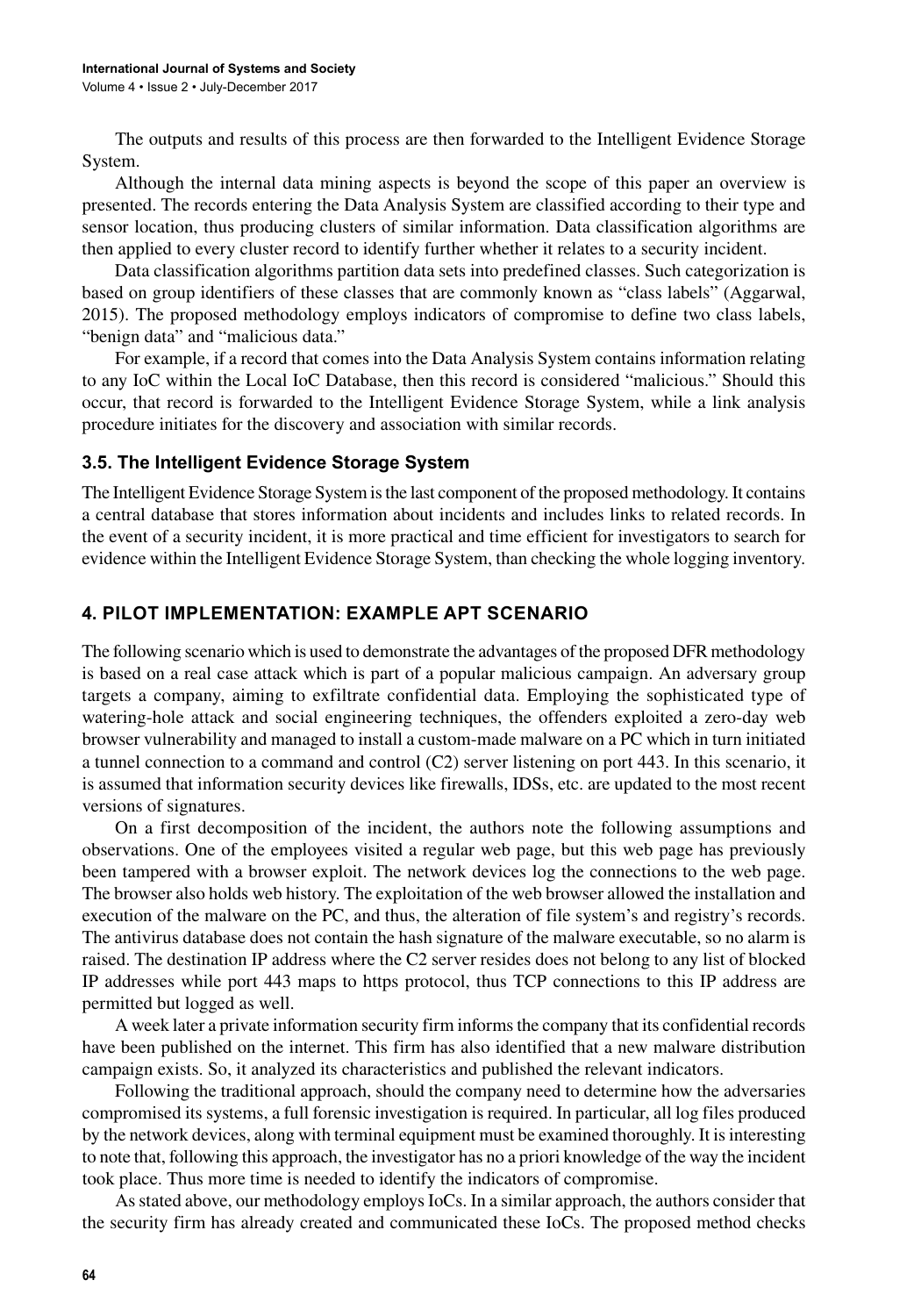The outputs and results of this process are then forwarded to the Intelligent Evidence Storage System.

Although the internal data mining aspects is beyond the scope of this paper an overview is presented. The records entering the Data Analysis System are classified according to their type and sensor location, thus producing clusters of similar information. Data classification algorithms are then applied to every cluster record to identify further whether it relates to a security incident.

Data classification algorithms partition data sets into predefined classes. Such categorization is based on group identifiers of these classes that are commonly known as "class labels" (Aggarwal, 2015). The proposed methodology employs indicators of compromise to define two class labels, "benign data" and "malicious data."

For example, if a record that comes into the Data Analysis System contains information relating to any IoC within the Local IoC Database, then this record is considered "malicious." Should this occur, that record is forwarded to the Intelligent Evidence Storage System, while a link analysis procedure initiates for the discovery and association with similar records.

### 3.5. The Intelligent Evidence Storage System

The Intelligent Evidence Storage System is the last component of the proposed methodology. It contains a central database that stores information about incidents and includes links to related records. In the event of a security incident, it is more practical and time efficient for investigators to search for evidence within the Intelligent Evidence Storage System, than checking the whole logging inventory.

## 4. PILOT IMPLEMENTATION: EXAMPLE APT SCENARIO

The following scenario which is used to demonstrate the advantages of the proposed DFR methodology is based on a real case attack which is part of a popular malicious campaign. An adversary group targets a company, aiming to exfiltrate confidential data. Employing the sophisticated type of watering-hole attack and social engineering techniques, the offenders exploited a zero-day web browser vulnerability and managed to install a custom-made malware on a PC which in turn initiated a tunnel connection to a command and control (C2) server listening on port 443. In this scenario, it is assumed that information security devices like firewalls, IDSs, etc. are updated to the most recent versions of signatures.

On a first decomposition of the incident, the authors note the following assumptions and observations. One of the employees visited a regular web page, but this web page has previously been tampered with a browser exploit. The network devices log the connections to the web page. The browser also holds web history. The exploitation of the web browser allowed the installation and execution of the malware on the PC, and thus, the alteration of file system's and registry's records. The antivirus database does not contain the hash signature of the malware executable, so no alarm is raised. The destination IP address where the C2 server resides does not belong to any list of blocked IP addresses while port 443 maps to https protocol, thus TCP connections to this IP address are permitted but logged as well.

A week later a private information security firm informs the company that its confidential records have been published on the internet. This firm has also identified that a new malware distribution campaign exists. So, it analyzed its characteristics and published the relevant indicators.

Following the traditional approach, should the company need to determine how the adversaries compromised its systems, a full forensic investigation is required. In particular, all log files produced by the network devices, along with terminal equipment must be examined thoroughly. It is interesting to note that, following this approach, the investigator has no a priori knowledge of the way the incident took place. Thus more time is needed to identify the indicators of compromise.

As stated above, our methodology employs IoCs. In a similar approach, the authors consider that the security firm has already created and communicated these IoCs. The proposed method checks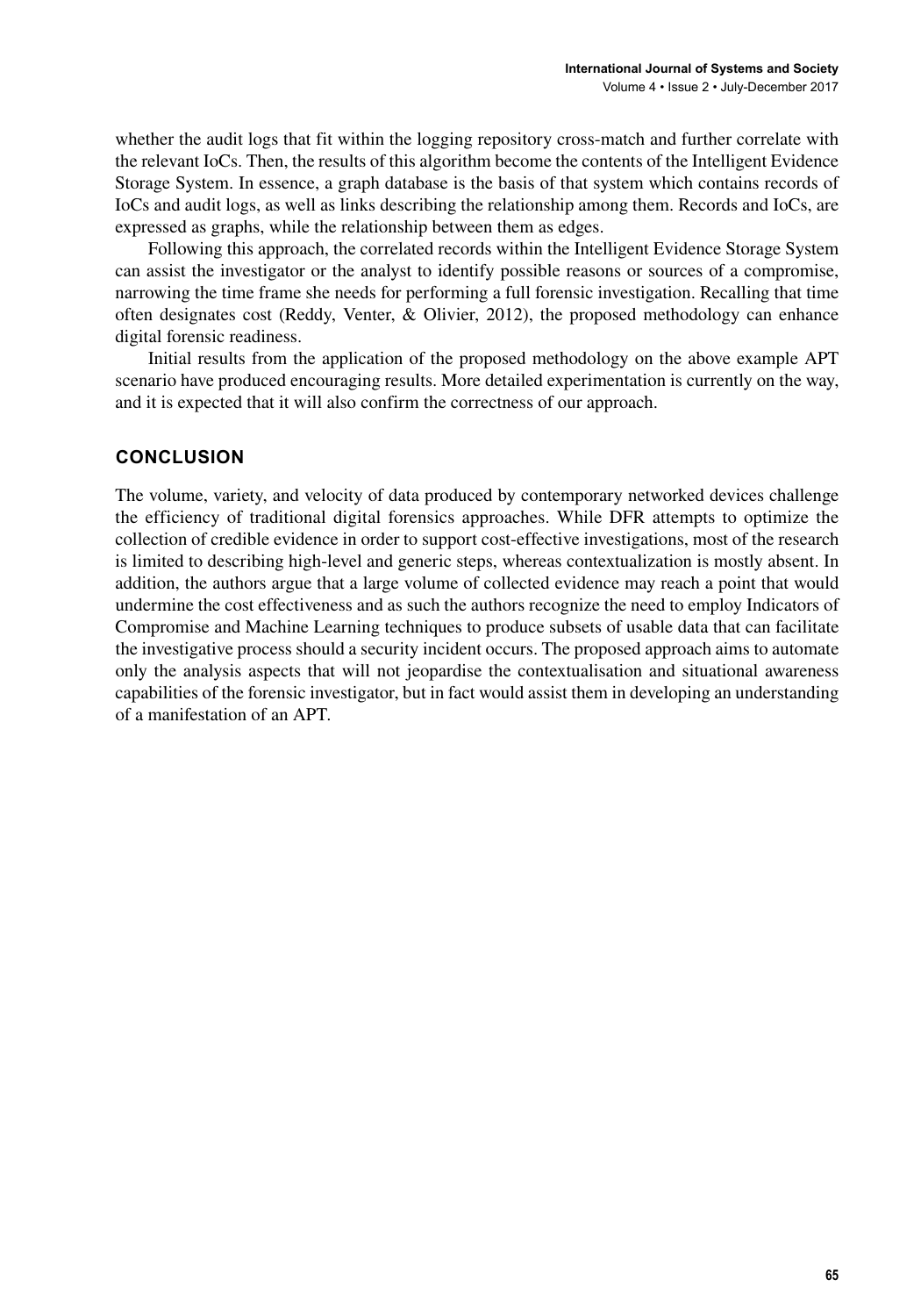whether the audit logs that fit within the logging repository cross-match and further correlate with the relevant IoCs. Then, the results of this algorithm become the contents of the Intelligent Evidence Storage System. In essence, a graph database is the basis of that system which contains records of IoCs and audit logs, as well as links describing the relationship among them. Records and IoCs, are expressed as graphs, while the relationship between them as edges.

Following this approach, the correlated records within the Intelligent Evidence Storage System can assist the investigator or the analyst to identify possible reasons or sources of a compromise, narrowing the time frame she needs for performing a full forensic investigation. Recalling that time often designates cost (Reddy, Venter, & Olivier, 2012), the proposed methodology can enhance digital forensic readiness.

Initial results from the application of the proposed methodology on the above example APT scenario have produced encouraging results. More detailed experimentation is currently on the way, and it is expected that it will also confirm the correctness of our approach.

## CONCLUSION

The volume, variety, and velocity of data produced by contemporary networked devices challenge the efficiency of traditional digital forensics approaches. While DFR attempts to optimize the collection of credible evidence in order to support cost-effective investigations, most of the research is limited to describing high-level and generic steps, whereas contextualization is mostly absent. In addition, the authors argue that a large volume of collected evidence may reach a point that would undermine the cost effectiveness and as such the authors recognize the need to employ Indicators of Compromise and Machine Learning techniques to produce subsets of usable data that can facilitate the investigative process should a security incident occurs. The proposed approach aims to automate only the analysis aspects that will not jeopardise the contextualisation and situational awareness capabilities of the forensic investigator, but in fact would assist them in developing an understanding of a manifestation of an APT.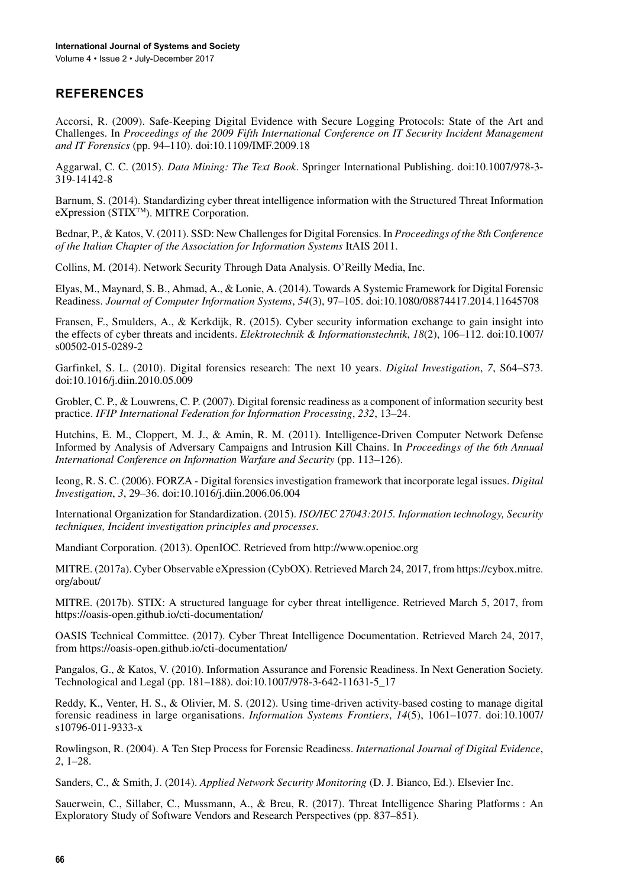## REFERENCES

Accorsi, R. (2009). Safe-Keeping Digital Evidence with Secure Logging Protocols: State of the Art and Challenges. In *Proceedings of the 2009 Fifth International Conference on IT Security Incident Management and IT Forensics* (pp. 94–110). doi:10.1109/IMF.2009.18

Aggarwal, C. C. (2015). *Data Mining: The Text Book*. Springer International Publishing. doi:10.1007/978-3-319-14142-8

Barnum, S. (2014). Standardizing cyber threat intelligence information with the Structured Threat Information eXpression (STIX™). MITRE Corporation.

Bednar, P., & Katos, V. (2011). SSD: New Challenges for Digital Forensics. In *Proceedings of the 8th Conference of the Italian Chapter of the Association for Information Systems* ItAIS 2011.

Collins, M. (2014). Network Security Through Data Analysis. O'Reilly Media, Inc.

Elyas, M., Maynard, S. B., Ahmad, A., & Lonie, A. (2014). Towards A Systemic Framework for Digital Forensic Readiness. *Journal of Computer Information Systems*, *54*(3), 97–105. doi:10.1080/08874417.2014.11645708

Fransen, F., Smulders, A., & Kerkdijk, R. (2015). Cyber security information exchange to gain insight into the effects of cyber threats and incidents. *Elektrotechnik & Informationstechnik*, *18*(2), 106–112. doi:10.1007/s00502-015-0289-2

Garfinkel, S. L. (2010). Digital forensics research: The next 10 years. *Digital Investigation*, *7*, S64–S73. doi:10.1016/j.diin.2010.05.009

Grobler, C. P., & Louwrens, C. P. (2007). Digital forensic readiness as a component of information security best practice. *IFIP International Federation for Information Processing*, *232*, 13–24.

Hutchins, E. M., Cloppert, M. J., & Amin, R. M. (2011). Intelligence-Driven Computer Network Defense Informed by Analysis of Adversary Campaigns and Intrusion Kill Chains. In *Proceedings of the 6th Annual International Conference on Information Warfare and Security* (pp. 113–126).

Ieong, R. S. C. (2006). FORZA - Digital forensics investigation framework that incorporate legal issues. *Digital Investigation*, *3*, 29–36. doi:10.1016/j.diin.2006.06.004

International Organization for Standardization. (2015). *ISO/IEC 27043:2015. Information technology, Security techniques, Incident investigation principles and processes*.

Mandiant Corporation. (2013). OpenIOC. Retrieved from http://www.openioc.org

MITRE. (2017a). Cyber Observable eXpression (CybOX). Retrieved March 24, 2017, from https://cybox.mitre.org/about/

MITRE. (2017b). STIX: A structured language for cyber threat intelligence. Retrieved March 5, 2017, from https://oasis-open.github.io/cti-documentation/

OASIS Technical Committee. (2017). Cyber Threat Intelligence Documentation. Retrieved March 24, 2017, from https://oasis-open.github.io/cti-documentation/

Pangalos, G., & Katos, V. (2010). Information Assurance and Forensic Readiness. In Next Generation Society. Technological and Legal (pp. 181–188). doi:10.1007/978-3-642-11631-5_17

Reddy, K., Venter, H. S., & Olivier, M. S. (2012). Using time-driven activity-based costing to manage digital forensic readiness in large organisations. *Information Systems Frontiers*, *14*(5), 1061–1077. doi:10.1007/s10796-011-9333-x

Rowlingson, R. (2004). A Ten Step Process for Forensic Readiness. *International Journal of Digital Evidence*, *2*, 1–28.

Sanders, C., & Smith, J. (2014). *Applied Network Security Monitoring* (D. J. Bianco, Ed.). Elsevier Inc.

Sauerwein, C., Sillaber, C., Mussmann, A., & Breu, R. (2017). Threat Intelligence Sharing Platforms : An Exploratory Study of Software Vendors and Research Perspectives (pp. 837–851).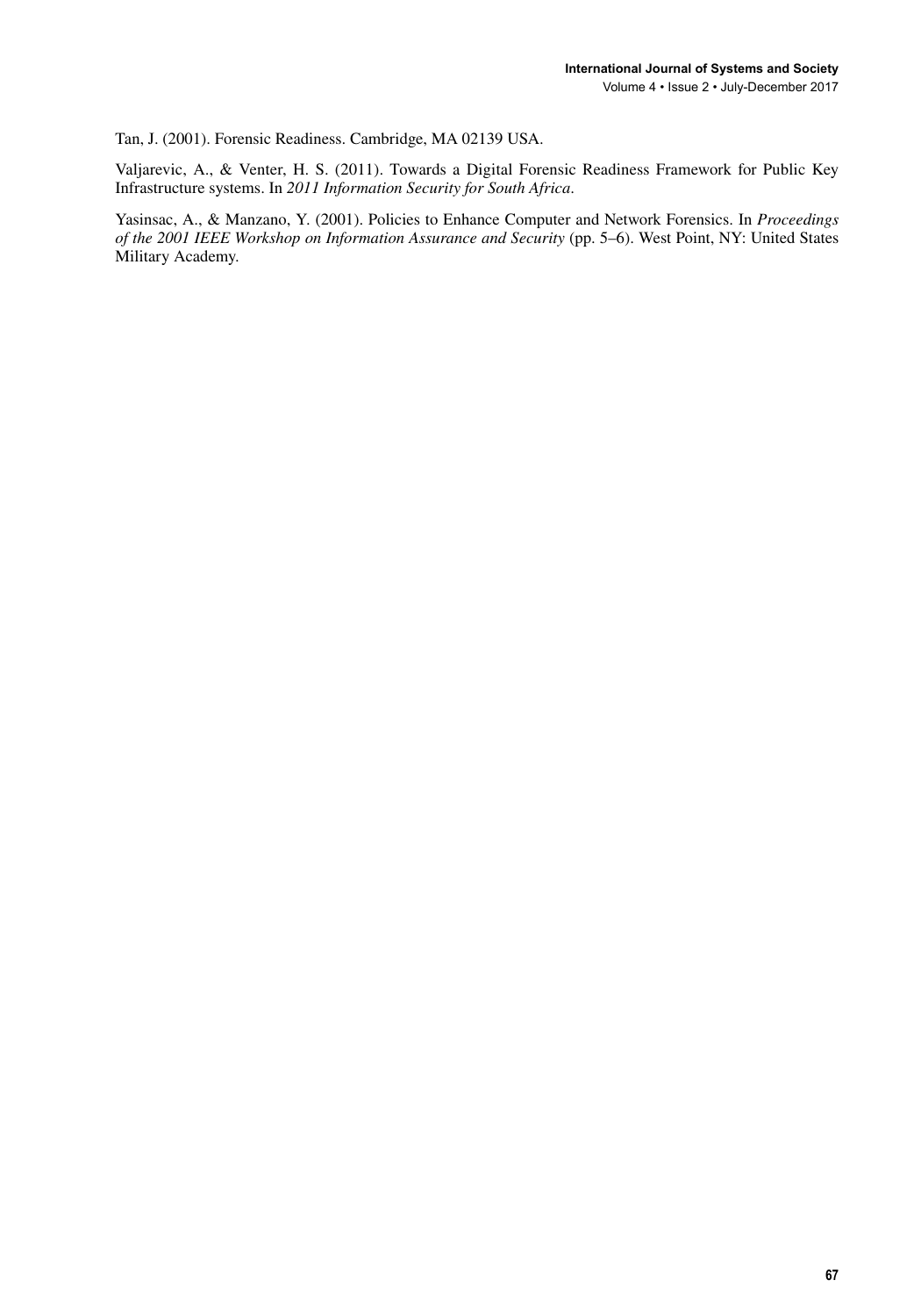Tan, J. (2001). Forensic Readiness. Cambridge, MA 02139 USA.

Valjarevic, A., & Venter, H. S. (2011). Towards a Digital Forensic Readiness Framework for Public Key Infrastructure systems. In *2011 Information Security for South Africa*.

Yasinsac, A., & Manzano, Y. (2001). Policies to Enhance Computer and Network Forensics. In *Proceedings of the 2001 IEEE Workshop on Information Assurance and Security* (pp. 5–6). West Point, NY: United States Military Academy.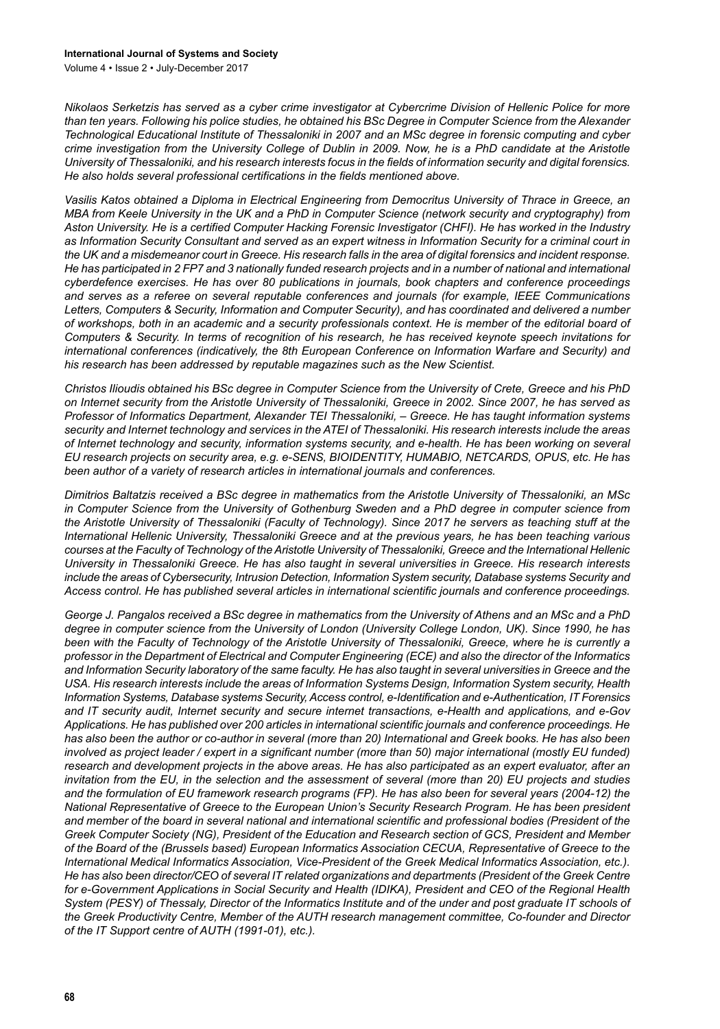*Nikolaos Serketzis has served as a cyber crime investigator at Cybercrime Division of Hellenic Police for more than ten years. Following his police studies, he obtained his BSc Degree in Computer Science from the Alexander Technological Educational Institute of Thessaloniki in 2007 and an MSc degree in forensic computing and cyber crime investigation from the University College of Dublin in 2009. Now, he is a PhD candidate at the Aristotle University of Thessaloniki, and his research interests focus in the fields of information security and digital forensics. He also holds several professional certifications in the fields mentioned above.*

*Vasilis Katos obtained a Diploma in Electrical Engineering from Democritus University of Thrace in Greece, an MBA from Keele University in the UK and a PhD in Computer Science (network security and cryptography) from Aston University. He is a certified Computer Hacking Forensic Investigator (CHFI). He has worked in the Industry as Information Security Consultant and served as an expert witness in Information Security for a criminal court in the UK and a misdemeanor court in Greece. His research falls in the area of digital forensics and incident response. He has participated in 2 FP7 and 3 nationally funded research projects and in a number of national and international cyberdefence exercises. He has over 80 publications in journals, book chapters and conference proceedings and serves as a referee on several reputable conferences and journals (for example, IEEE Communications Letters, Computers & Security, Information and Computer Security), and has coordinated and delivered a number of workshops, both in an academic and a security professionals context. He is member of the editorial board of Computers & Security. In terms of recognition of his research, he has received keynote speech invitations for international conferences (indicatively, the 8th European Conference on Information Warfare and Security) and his research has been addressed by reputable magazines such as the New Scientist.*

*Christos Ilioudis obtained his BSc degree in Computer Science from the University of Crete, Greece and his PhD on Internet security from the Aristotle University of Thessaloniki, Greece in 2002. Since 2007, he has served as Professor of Informatics Department, Alexander TEI Thessaloniki, – Greece. He has taught information systems security and Internet technology and services in the ATEI of Thessaloniki. His research interests include the areas of Internet technology and security, information systems security, and e-health. He has been working on several EU research projects on security area, e.g. e-SENS, BIOIDENTITY, HUMABIO, NETCARDS, OPUS, etc. He has been author of a variety of research articles in international journals and conferences.*

*Dimitrios Baltatzis received a BSc degree in mathematics from the Aristotle University of Thessaloniki, an MSc in Computer Science from the University of Gothenburg Sweden and a PhD degree in computer science from the Aristotle University of Thessaloniki (Faculty of Technology). Since 2017 he servers as teaching stuff at the International Hellenic University, Thessaloniki Greece and at the previous years, he has been teaching various courses at the Faculty of Technology of the Aristotle University of Thessaloniki, Greece and the International Hellenic University in Thessaloniki Greece. He has also taught in several universities in Greece. His research interests include the areas of Cybersecurity, Intrusion Detection, Information System security, Database systems Security and Access control. He has published several articles in international scientific journals and conference proceedings.*

*George J. Pangalos received a BSc degree in mathematics from the University of Athens and an MSc and a PhD degree in computer science from the University of London (University College London, UK). Since 1990, he has been with the Faculty of Technology of the Aristotle University of Thessaloniki, Greece, where he is currently a professor in the Department of Electrical and Computer Engineering (ECE) and also the director of the Informatics and Information Security laboratory of the same faculty. He has also taught in several universities in Greece and the USA. His research interests include the areas of Information Systems Design, Information System security, Health Information Systems, Database systems Security, Access control, e-Identification and e-Authentication, IT Forensics and IT security audit, Internet security and secure internet transactions, e-Health and applications, and e-Gov Applications. He has published over 200 articles in international scientific journals and conference proceedings. He has also been the author or co-author in several (more than 20) International and Greek books. He has also been involved as project leader / expert in a significant number (more than 50) major international (mostly EU funded) research and development projects in the above areas. He has also participated as an expert evaluator, after an invitation from the EU, in the selection and the assessment of several (more than 20) EU projects and studies and the formulation of EU framework research programs (FP). He has also been for several years (2004-12) the National Representative of Greece to the European Union's Security Research Program. He has been president and member of the board in several national and international scientific and professional bodies (President of the Greek Computer Society (NG), President of the Education and Research section of GCS, President and Member of the Board of the (Brussels based) European Informatics Association CECUA, Representative of Greece to the International Medical Informatics Association, Vice-President of the Greek Medical Informatics Association, etc.). He has also been director/CEO of several IT related organizations and departments (President of the Greek Centre for e-Government Applications in Social Security and Health (IDIKA), President and CEO of the Regional Health System (PESY) of Thessaly, Director of the Informatics Institute and of the under and post graduate IT schools of the Greek Productivity Centre, Member of the AUTH research management committee, Co-founder and Director of the IT Support centre of AUTH (1991-01), etc.).*